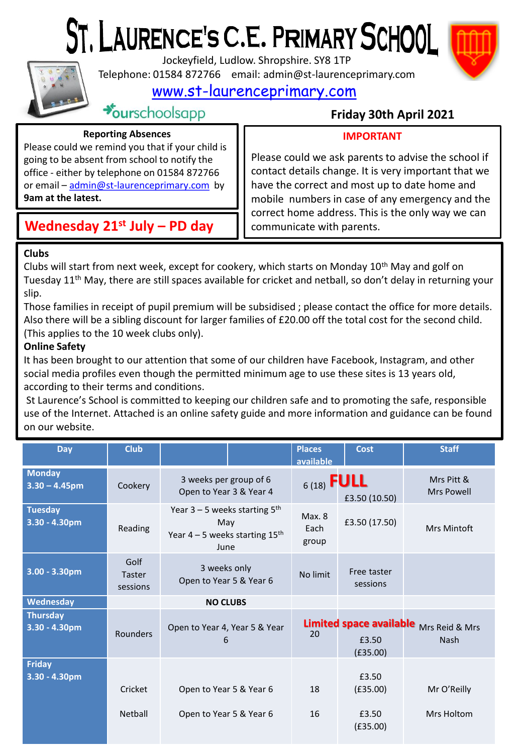# St. Laurence's C.E. Primary School

Jockeyfield, Ludlow. Shropshire. SY8 1TP

Telephone: 01584 872766 email: admin@st-laurenceprimary.com

www.st-laurenceprimary.com

ourschoolsapp

**Friday 30th April 2021**

**Reporting Absences**

Please could we remind you that if your child is going to be absent from school to notify the office - either by telephone on 01584 872766 or email – admin@st-laurenceprimary.com by **9am at the latest.**

**Wednesday 21st July – PD day**

**IMPORTANT**

Please could we ask parents to advise the school if contact details change. It is very important that we have the correct and most up to date home and mobile numbers in case of any emergency and the correct home address. This is the only way we can communicate with parents.

**Clubs**

Clubs will start from next week, except for cookery, which starts on Monday 10th May and golf on Tuesday 11th May, there are still spaces available for cricket and netball, so don't delay in returning your slip.

Those families in receipt of pupil premium will be subsidised ; please contact the office for more details. Also there will be a sibling discount for larger families of £20.00 off the total cost for the second child. (This applies to the 10 week clubs only).

**Online Safety**

It has been brought to our attention that some of our children have Facebook, Instagram, and other social media profiles even though the permitted minimum age to use these sites is 13 years old, according to their terms and conditions.

St Laurence's School is committed to keeping our children safe and to promoting the safe, responsible use of the Internet. Attached is an online safety guide and more information and guidance can be found on our website.

| Day | Club | | Places available | Cost | Staff |
|---|---|---|---|---|---|
| **Monday 3.30 – 4.45pm** | Cookery | 3 weeks per group of 6 Open to Year 3 & Year 4 | 6 (18) **FULL** | £3.50 (10.50) | Mrs Pitt & Mrs Powell |
| **Tuesday 3.30 - 4.30pm** | Reading | Year 3 – 5 weeks starting 5th May Year 4 – 5 weeks starting 15th June | Max. 8 Each group | £3.50 (17.50) | Mrs Mintoft |
| **3.00 - 3.30pm** | Golf Taster sessions | 3 weeks only Open to Year 5 & Year 6 | No limit | Free taster sessions | |
| **Wednesday** | | **NO CLUBS** | | | |
| **Thursday 3.30 - 4.30pm** | Rounders | Open to Year 4, Year 5 & Year 6 | **Limited space available** 20 | £3.50 (£35.00) | Mrs Reid & Mrs Nash |
| **Friday 3.30 - 4.30pm** | Cricket | Open to Year 5 & Year 6 | 18 | £3.50 (£35.00) | Mr O'Reilly |
| | Netball | Open to Year 5 & Year 6 | 16 | £3.50 (£35.00) | Mrs Holtom |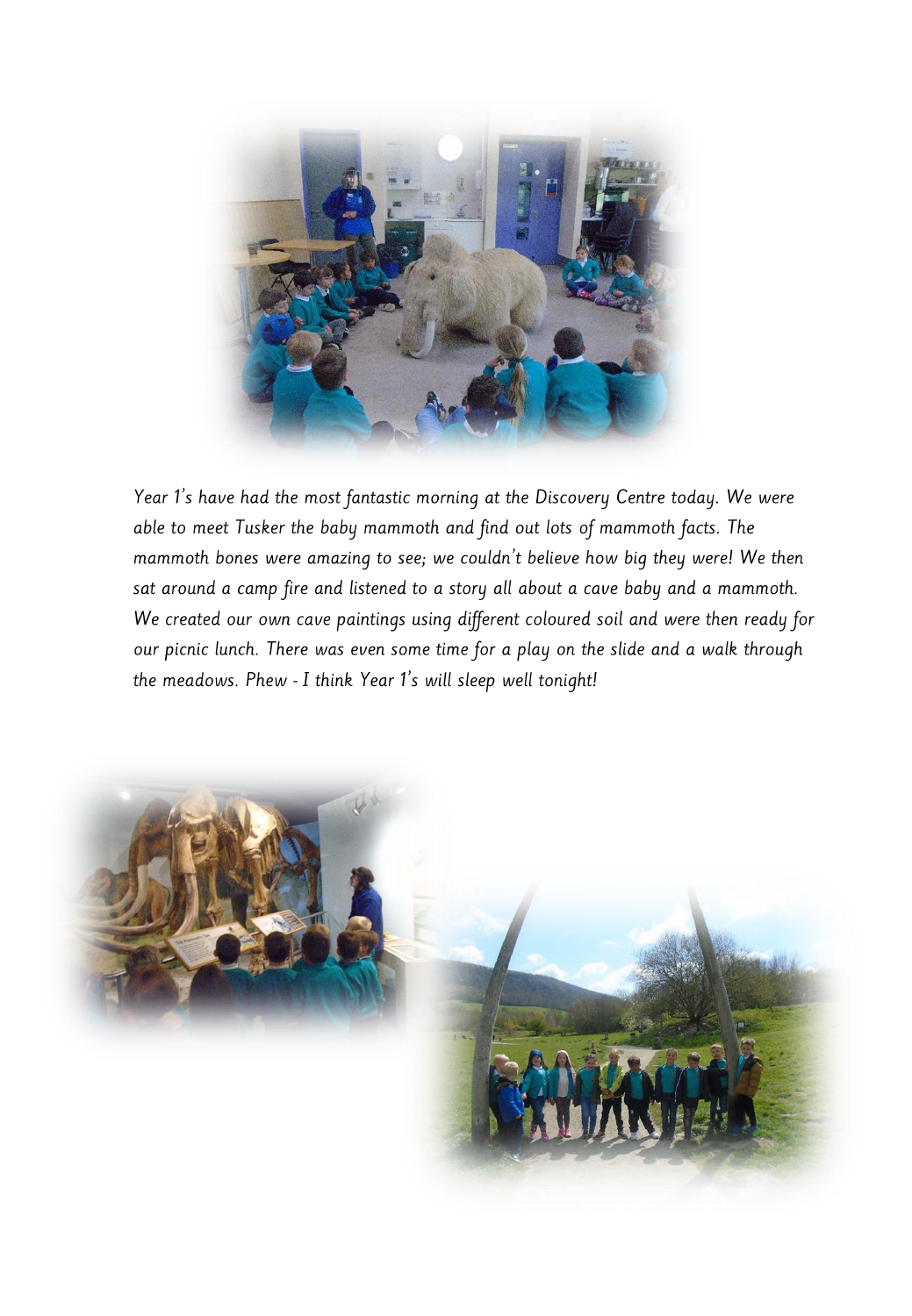*Year 1's have had the most fantastic morning at the Discovery Centre today. We were able to meet Tusker the baby mammoth and find out lots of mammoth facts. The mammoth bones were amazing to see; we couldn't believe how big they were! We then sat around a camp fire and listened to a story all about a cave baby and a mammoth. We created our own cave paintings using different coloured soil and were then ready for our picnic lunch. There was even some time for a play on the slide and a walk through the meadows. Phew - I think Year 1's will sleep well tonight!*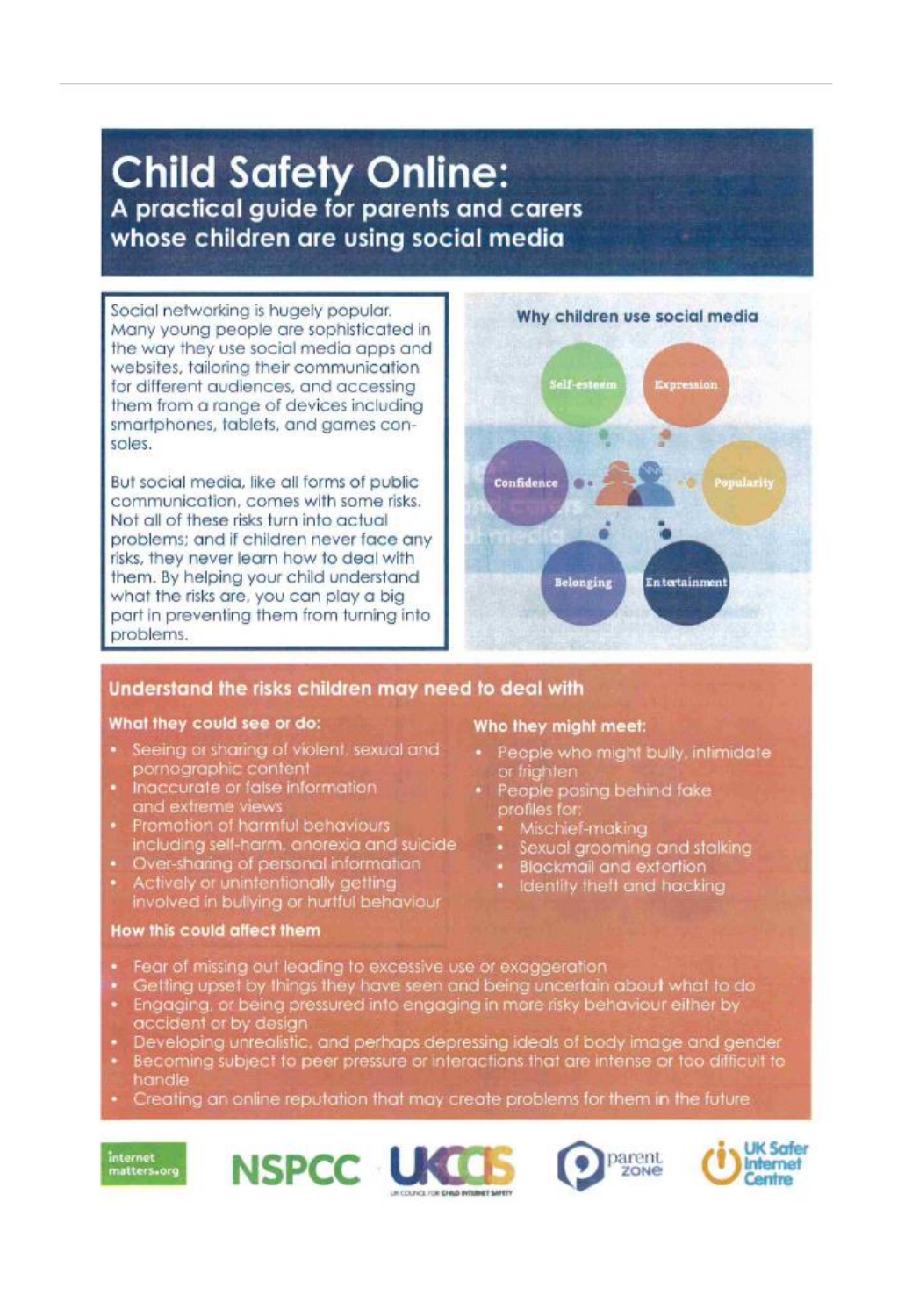# Child Safety Online:

## A practical guide for parents and carers whose children are using social media

Social networking is hugely popular. Many young people are sophisticated in the way they use social media apps and websites, tailoring their communication for different audiences, and accessing them from a range of devices including smartphones, tablets, and games consoles.

But social media, like all forms of public communication, comes with some risks. Not all of these risks turn into actual problems; and if children never face any risks, they never learn how to deal with them. By helping your child understand what the risks are, you can play a big part in preventing them from turning into problems.

### Why children use social media

- Self-esteem
- Expression
- Confidence
- Popularity
- Belonging
- Entertainment

## Understand the risks children may need to deal with

### What they could see or do:

- Seeing or sharing of violent, sexual and pornographic content
- Inaccurate or false information and extreme views
- Promotion of harmful behaviours including self-harm, anorexia and suicide
- Over-sharing of personal information
- Actively or unintentionally getting involved in bullying or hurtful behaviour

### Who they might meet:

- People who might bully, intimidate or frighten
- People posing behind fake profiles for:
  - Mischief-making
  - Sexual grooming and stalking
  - Blackmail and extortion
  - Identity theft and hacking

### How this could affect them

- Fear of missing out leading to excessive use or exaggeration
- Getting upset by things they have seen and being uncertain about what to do
- Engaging, or being pressured into engaging in more risky behaviour either by accident or by design
- Developing unrealistic, and perhaps depressing ideals of body image and gender
- Becoming subject to peer pressure or interactions that are intense or too difficult to handle
- Creating an online reputation that may create problems for them in the future

internet matters.org | NSPCC | UKCCIS UK COUNCIL FOR CHILD INTERNET SAFETY | parent zone | UK Safer Internet Centre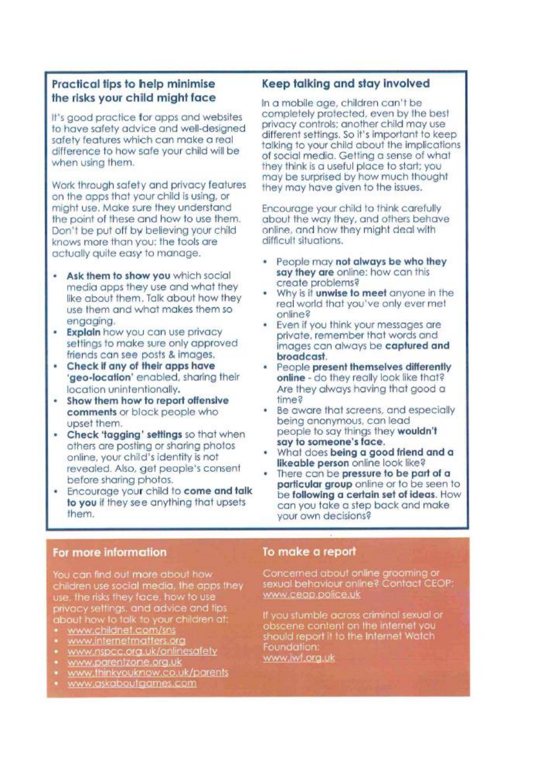## Practical tips to help minimise the risks your child might face

It's good practice for apps and websites to have safety advice and well-designed safety features which can make a real difference to how safe your child will be when using them.

Work through safety and privacy features on the apps that your child is using, or might use. Make sure they understand the point of these and how to use them. Don't be put off by believing your child knows more than you: the tools are actually quite easy to manage.

- **Ask them to show you** which social media apps they use and what they like about them. Talk about how they use them and what makes them so engaging.
- **Explain** how you can use privacy settings to make sure only approved friends can see posts & images.
- **Check if any of their apps have 'geo-location'** enabled, sharing their location unintentionally.
- **Show them how to report offensive comments** or block people who upset them.
- **Check 'tagging' settings** so that when others are posting or sharing photos online, your child's identity is not revealed. Also, get people's consent before sharing photos.
- Encourage your child to **come and talk to you** if they see anything that upsets them.

## Keep talking and stay involved

In a mobile age, children can't be completely protected, even by the best privacy controls; another child may use different settings. So it's important to keep talking to your child about the implications of social media. Getting a sense of what they think is a useful place to start; you may be surprised by how much thought they may have given to the issues.

Encourage your child to think carefully about the way they, and others behave online, and how they might deal with difficult situations.

- People may **not always be who they say they are** online: how can this create problems?
- Why is it **unwise to meet** anyone in the real world that you've only ever met online?
- Even if you think your messages are private, remember that words and images can always be **captured and broadcast**.
- People **present themselves differently online** - do they really look like that? Are they always having that good a time?
- Be aware that screens, and especially being anonymous, can lead people to say things they **wouldn't say to someone's face**.
- What does **being a good friend and a likeable person** online look like?
- There can be **pressure to be part of a particular group** online or to be seen to be **following a certain set of ideas**. How can you take a step back and make your own decisions?

## For more information

You can find out more about how children use social media, the apps they use, the risks they face, how to use privacy settings, and advice and tips about how to talk to your children at:

- www.childnet.com/sns
- www.internetmatters.org
- www.nspcc.org.uk/onlinesafety
- www.parentzone.org.uk
- www.thinkyouknow.co.uk/parents
- www.askaboutgames.com

## To make a report

Concerned about online grooming or sexual behaviour online? Contact CEOP: www.ceop.police.uk

If you stumble across criminal sexual or obscene content on the internet you should report it to the Internet Watch Foundation: www.iwf.org.uk